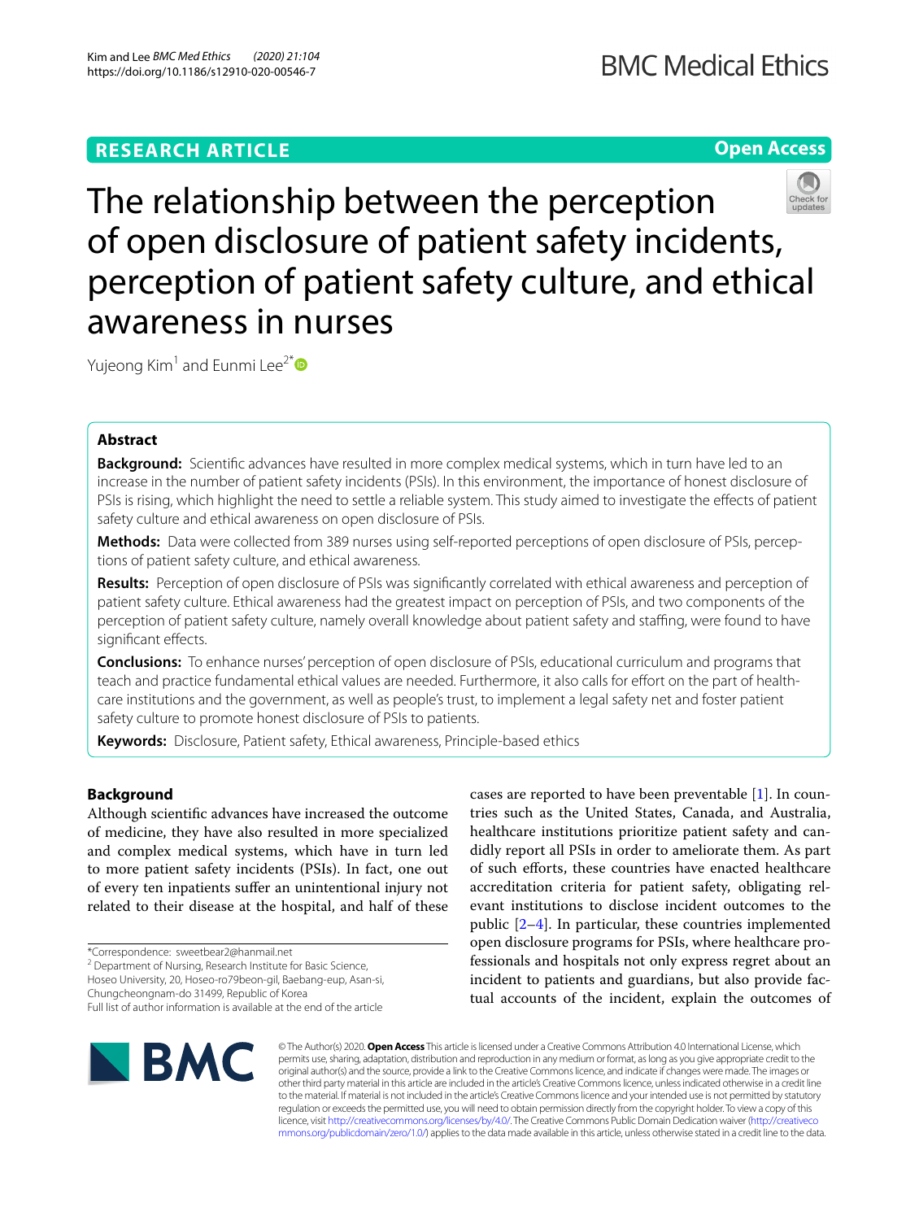RESEARCH ARTICLE

Open Access

# The relationship between the perception of open disclosure of patient safety incidents, perception of patient safety culture, and ethical awareness in nurses

Yujeong Kim[1] and Eunmi Lee[2*]

## Abstract

**Background:** Scientific advances have resulted in more complex medical systems, which in turn have led to an increase in the number of patient safety incidents (PSIs). In this environment, the importance of honest disclosure of PSIs is rising, which highlight the need to settle a reliable system. This study aimed to investigate the effects of patient safety culture and ethical awareness on open disclosure of PSIs.

**Methods:** Data were collected from 389 nurses using self-reported perceptions of open disclosure of PSIs, perceptions of patient safety culture, and ethical awareness.

**Results:** Perception of open disclosure of PSIs was significantly correlated with ethical awareness and perception of patient safety culture. Ethical awareness had the greatest impact on perception of PSIs, and two components of the perception of patient safety culture, namely overall knowledge about patient safety and staffing, were found to have significant effects.

**Conclusions:** To enhance nurses' perception of open disclosure of PSIs, educational curriculum and programs that teach and practice fundamental ethical values are needed. Furthermore, it also calls for effort on the part of healthcare institutions and the government, as well as people's trust, to implement a legal safety net and foster patient safety culture to promote honest disclosure of PSIs to patients.

**Keywords:** Disclosure, Patient safety, Ethical awareness, Principle-based ethics

## Background

Although scientific advances have increased the outcome of medicine, they have also resulted in more specialized and complex medical systems, which have in turn led to more patient safety incidents (PSIs). In fact, one out of every ten inpatients suffer an unintentional injury not related to their disease at the hospital, and half of these cases are reported to have been preventable [1]. In countries such as the United States, Canada, and Australia, healthcare institutions prioritize patient safety and candidly report all PSIs in order to ameliorate them. As part of such efforts, these countries have enacted healthcare accreditation criteria for patient safety, obligating relevant institutions to disclose incident outcomes to the public [2–4]. In particular, these countries implemented open disclosure programs for PSIs, where healthcare professionals and hospitals not only express regret about an incident to patients and guardians, but also provide factual accounts of the incident, explain the outcomes of

*Correspondence: sweetbear2@hanmail.net
[2] Department of Nursing, Research Institute for Basic Science, Hoseo University, 20, Hoseo-ro79beon-gil, Baebang-eup, Asan-si, Chungcheongnam-do 31499, Republic of Korea
Full list of author information is available at the end of the article

© The Author(s) 2020. **Open Access** This article is licensed under a Creative Commons Attribution 4.0 International License, which permits use, sharing, adaptation, distribution and reproduction in any medium or format, as long as you give appropriate credit to the original author(s) and the source, provide a link to the Creative Commons licence, and indicate if changes were made. The images or other third party material in this article are included in the article's Creative Commons licence, unless indicated otherwise in a credit line to the material. If material is not included in the article's Creative Commons licence and your intended use is not permitted by statutory regulation or exceeds the permitted use, you will need to obtain permission directly from the copyright holder. To view a copy of this licence, visit http://creativecommons.org/licenses/by/4.0/. The Creative Commons Public Domain Dedication waiver (http://creativecommons.org/publicdomain/zero/1.0/) applies to the data made available in this article, unless otherwise stated in a credit line to the data.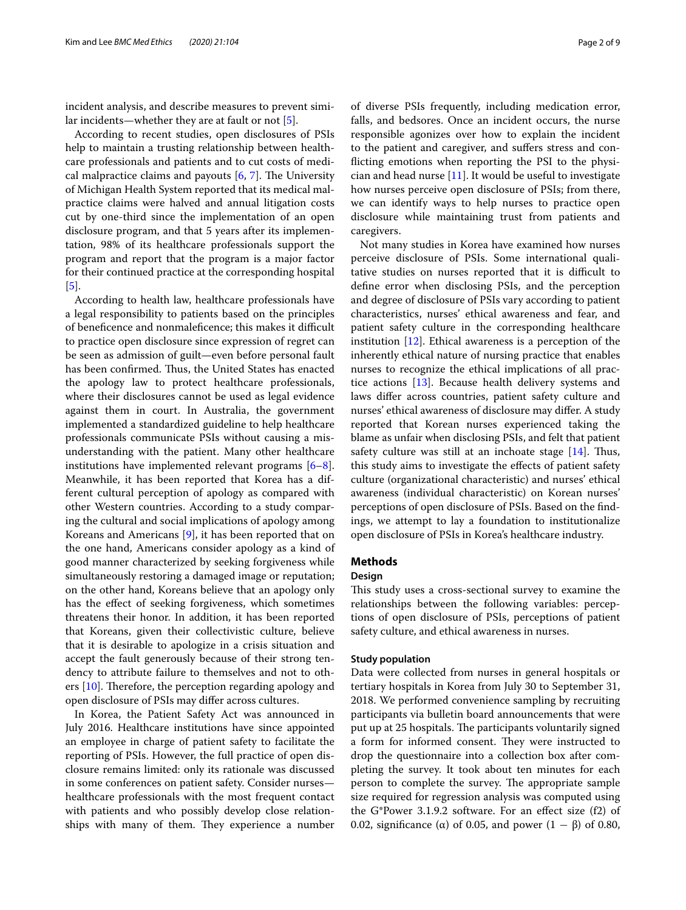incident analysis, and describe measures to prevent similar incidents—whether they are at fault or not [5].

According to recent studies, open disclosures of PSIs help to maintain a trusting relationship between healthcare professionals and patients and to cut costs of medical malpractice claims and payouts [6, 7]. The University of Michigan Health System reported that its medical malpractice claims were halved and annual litigation costs cut by one-third since the implementation of an open disclosure program, and that 5 years after its implementation, 98% of its healthcare professionals support the program and report that the program is a major factor for their continued practice at the corresponding hospital [5].

According to health law, healthcare professionals have a legal responsibility to patients based on the principles of beneficence and nonmaleficence; this makes it difficult to practice open disclosure since expression of regret can be seen as admission of guilt—even before personal fault has been confirmed. Thus, the United States has enacted the apology law to protect healthcare professionals, where their disclosures cannot be used as legal evidence against them in court. In Australia, the government implemented a standardized guideline to help healthcare professionals communicate PSIs without causing a misunderstanding with the patient. Many other healthcare institutions have implemented relevant programs [6–8]. Meanwhile, it has been reported that Korea has a different cultural perception of apology as compared with other Western countries. According to a study comparing the cultural and social implications of apology among Koreans and Americans [9], it has been reported that on the one hand, Americans consider apology as a kind of good manner characterized by seeking forgiveness while simultaneously restoring a damaged image or reputation; on the other hand, Koreans believe that an apology only has the effect of seeking forgiveness, which sometimes threatens their honor. In addition, it has been reported that Koreans, given their collectivistic culture, believe that it is desirable to apologize in a crisis situation and accept the fault generously because of their strong tendency to attribute failure to themselves and not to others [10]. Therefore, the perception regarding apology and open disclosure of PSIs may differ across cultures.

In Korea, the Patient Safety Act was announced in July 2016. Healthcare institutions have since appointed an employee in charge of patient safety to facilitate the reporting of PSIs. However, the full practice of open disclosure remains limited: only its rationale was discussed in some conferences on patient safety. Consider nurses—healthcare professionals with the most frequent contact with patients and who possibly develop close relationships with many of them. They experience a number of diverse PSIs frequently, including medication error, falls, and bedsores. Once an incident occurs, the nurse responsible agonizes over how to explain the incident to the patient and caregiver, and suffers stress and conflicting emotions when reporting the PSI to the physician and head nurse [11]. It would be useful to investigate how nurses perceive open disclosure of PSIs; from there, we can identify ways to help nurses to practice open disclosure while maintaining trust from patients and caregivers.

Not many studies in Korea have examined how nurses perceive disclosure of PSIs. Some international qualitative studies on nurses reported that it is difficult to define error when disclosing PSIs, and the perception and degree of disclosure of PSIs vary according to patient characteristics, nurses' ethical awareness and fear, and patient safety culture in the corresponding healthcare institution [12]. Ethical awareness is a perception of the inherently ethical nature of nursing practice that enables nurses to recognize the ethical implications of all practice actions [13]. Because health delivery systems and laws differ across countries, patient safety culture and nurses' ethical awareness of disclosure may differ. A study reported that Korean nurses experienced taking the blame as unfair when disclosing PSIs, and felt that patient safety culture was still at an inchoate stage [14]. Thus, this study aims to investigate the effects of patient safety culture (organizational characteristic) and nurses' ethical awareness (individual characteristic) on Korean nurses' perceptions of open disclosure of PSIs. Based on the findings, we attempt to lay a foundation to institutionalize open disclosure of PSIs in Korea's healthcare industry.

## Methods

### Design

This study uses a cross-sectional survey to examine the relationships between the following variables: perceptions of open disclosure of PSIs, perceptions of patient safety culture, and ethical awareness in nurses.

### Study population

Data were collected from nurses in general hospitals or tertiary hospitals in Korea from July 30 to September 31, 2018. We performed convenience sampling by recruiting participants via bulletin board announcements that were put up at 25 hospitals. The participants voluntarily signed a form for informed consent. They were instructed to drop the questionnaire into a collection box after completing the survey. It took about ten minutes for each person to complete the survey. The appropriate sample size required for regression analysis was computed using the G*Power 3.1.9.2 software. For an effect size (f2) of 0.02, significance (α) of 0.05, and power (1 − β) of 0.80,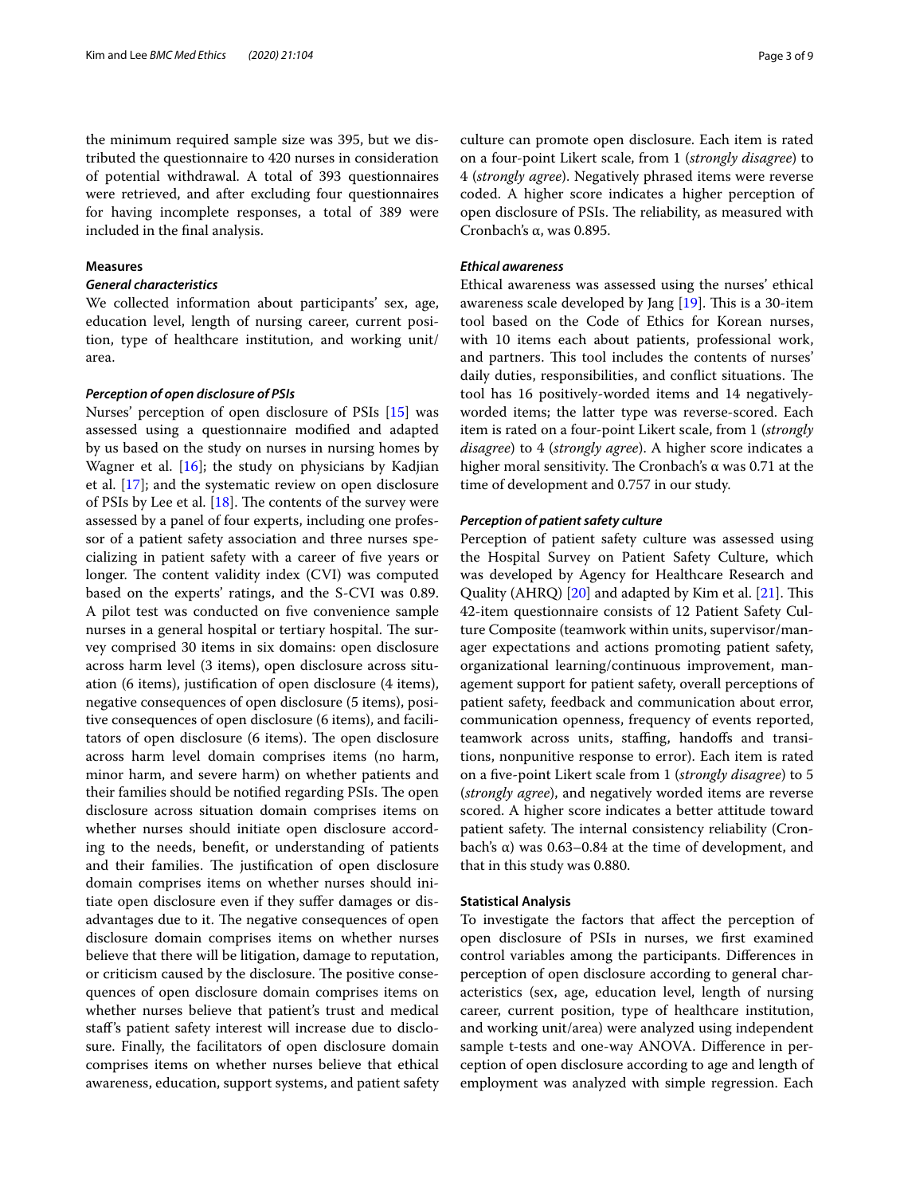the minimum required sample size was 395, but we distributed the questionnaire to 420 nurses in consideration of potential withdrawal. A total of 393 questionnaires were retrieved, and after excluding four questionnaires for having incomplete responses, a total of 389 were included in the final analysis.

### Measures

#### *General characteristics*

We collected information about participants' sex, age, education level, length of nursing career, current position, type of healthcare institution, and working unit/area.

#### *Perception of open disclosure of PSIs*

Nurses' perception of open disclosure of PSIs [15] was assessed using a questionnaire modified and adapted by us based on the study on nurses in nursing homes by Wagner et al. [16]; the study on physicians by Kadjian et al. [17]; and the systematic review on open disclosure of PSIs by Lee et al. [18]. The contents of the survey were assessed by a panel of four experts, including one professor of a patient safety association and three nurses specializing in patient safety with a career of five years or longer. The content validity index (CVI) was computed based on the experts' ratings, and the S-CVI was 0.89. A pilot test was conducted on five convenience sample nurses in a general hospital or tertiary hospital. The survey comprised 30 items in six domains: open disclosure across harm level (3 items), open disclosure across situation (6 items), justification of open disclosure (4 items), negative consequences of open disclosure (5 items), positive consequences of open disclosure (6 items), and facilitators of open disclosure (6 items). The open disclosure across harm level domain comprises items (no harm, minor harm, and severe harm) on whether patients and their families should be notified regarding PSIs. The open disclosure across situation domain comprises items on whether nurses should initiate open disclosure according to the needs, benefit, or understanding of patients and their families. The justification of open disclosure domain comprises items on whether nurses should initiate open disclosure even if they suffer damages or disadvantages due to it. The negative consequences of open disclosure domain comprises items on whether nurses believe that there will be litigation, damage to reputation, or criticism caused by the disclosure. The positive consequences of open disclosure domain comprises items on whether nurses believe that patient's trust and medical staff's patient safety interest will increase due to disclosure. Finally, the facilitators of open disclosure domain comprises items on whether nurses believe that ethical awareness, education, support systems, and patient safety culture can promote open disclosure. Each item is rated on a four-point Likert scale, from 1 (*strongly disagree*) to 4 (*strongly agree*). Negatively phrased items were reverse coded. A higher score indicates a higher perception of open disclosure of PSIs. The reliability, as measured with Cronbach's α, was 0.895.

#### *Ethical awareness*

Ethical awareness was assessed using the nurses' ethical awareness scale developed by Jang [19]. This is a 30-item tool based on the Code of Ethics for Korean nurses, with 10 items each about patients, professional work, and partners. This tool includes the contents of nurses' daily duties, responsibilities, and conflict situations. The tool has 16 positively-worded items and 14 negatively-worded items; the latter type was reverse-scored. Each item is rated on a four-point Likert scale, from 1 (*strongly disagree*) to 4 (*strongly agree*). A higher score indicates a higher moral sensitivity. The Cronbach's α was 0.71 at the time of development and 0.757 in our study.

#### *Perception of patient safety culture*

Perception of patient safety culture was assessed using the Hospital Survey on Patient Safety Culture, which was developed by Agency for Healthcare Research and Quality (AHRQ) [20] and adapted by Kim et al. [21]. This 42-item questionnaire consists of 12 Patient Safety Culture Composite (teamwork within units, supervisor/manager expectations and actions promoting patient safety, organizational learning/continuous improvement, management support for patient safety, overall perceptions of patient safety, feedback and communication about error, communication openness, frequency of events reported, teamwork across units, staffing, handoffs and transitions, nonpunitive response to error). Each item is rated on a five-point Likert scale from 1 (*strongly disagree*) to 5 (*strongly agree*), and negatively worded items are reverse scored. A higher score indicates a better attitude toward patient safety. The internal consistency reliability (Cronbach's α) was 0.63–0.84 at the time of development, and that in this study was 0.880.

### Statistical Analysis

To investigate the factors that affect the perception of open disclosure of PSIs in nurses, we first examined control variables among the participants. Differences in perception of open disclosure according to general characteristics (sex, age, education level, length of nursing career, current position, type of healthcare institution, and working unit/area) were analyzed using independent sample t-tests and one-way ANOVA. Difference in perception of open disclosure according to age and length of employment was analyzed with simple regression. Each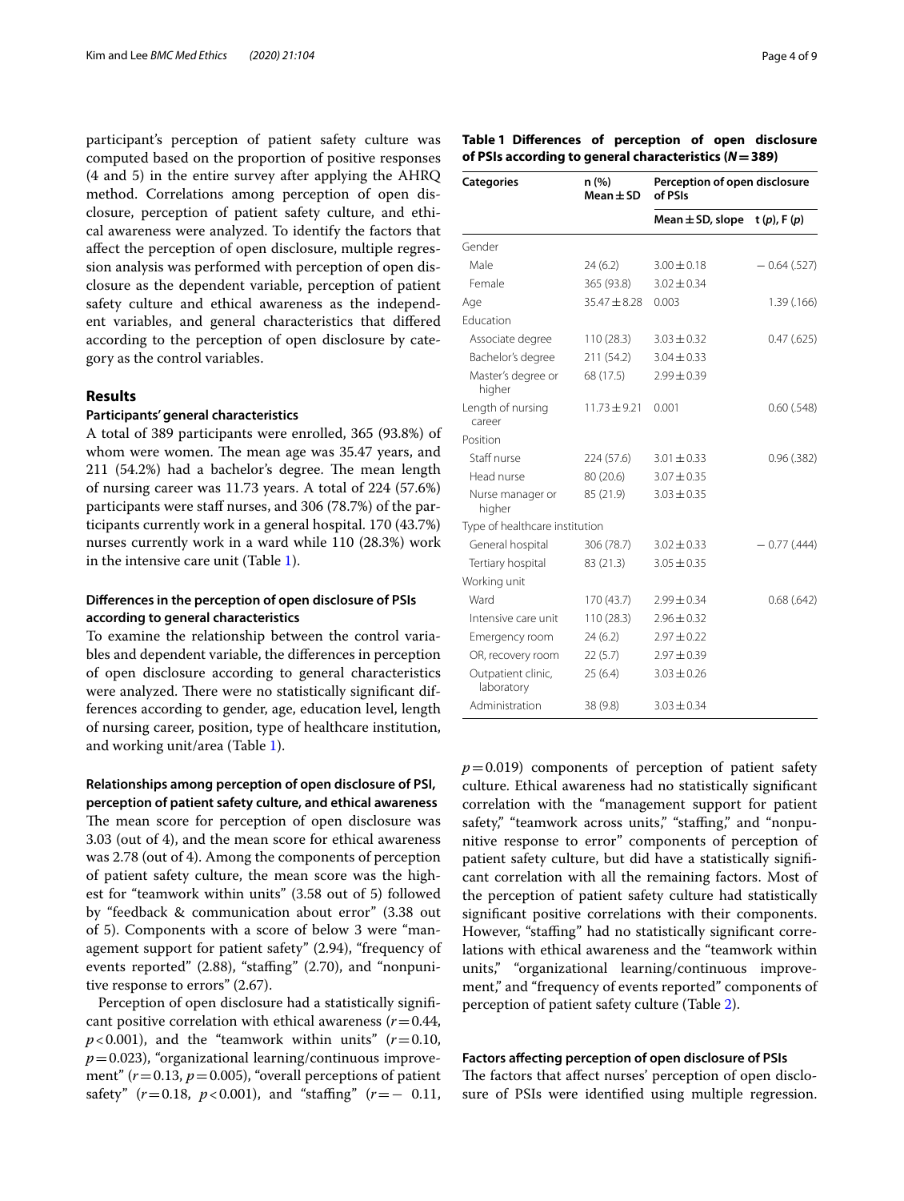participant's perception of patient safety culture was computed based on the proportion of positive responses (4 and 5) in the entire survey after applying the AHRQ method. Correlations among perception of open disclosure, perception of patient safety culture, and ethical awareness were analyzed. To identify the factors that affect the perception of open disclosure, multiple regression analysis was performed with perception of open disclosure as the dependent variable, perception of patient safety culture and ethical awareness as the independent variables, and general characteristics that differed according to the perception of open disclosure by category as the control variables.

## Results

### Participants' general characteristics

A total of 389 participants were enrolled, 365 (93.8%) of whom were women. The mean age was 35.47 years, and 211 (54.2%) had a bachelor's degree. The mean length of nursing career was 11.73 years. A total of 224 (57.6%) participants were staff nurses, and 306 (78.7%) of the participants currently work in a general hospital. 170 (43.7%) nurses currently work in a ward while 110 (28.3%) work in the intensive care unit (Table 1).

### Differences in the perception of open disclosure of PSIs according to general characteristics

To examine the relationship between the control variables and dependent variable, the differences in perception of open disclosure according to general characteristics were analyzed. There were no statistically significant differences according to gender, age, education level, length of nursing career, position, type of healthcare institution, and working unit/area (Table 1).

**Table 1 Differences of perception of open disclosure of PSIs according to general characteristics ($N = 389$)**

| Categories | n (%) Mean ± SD | Perception of open disclosure of PSIs | |
|---|---|---|---|
| | | Mean ± SD, slope | t (*p*), F (*p*) |
| Gender | | | |
| Male | 24 (6.2) | 3.00 ± 0.18 | − 0.64 (.527) |
| Female | 365 (93.8) | 3.02 ± 0.34 | |
| Age | 35.47 ± 8.28 | 0.003 | 1.39 (.166) |
| Education | | | |
| Associate degree | 110 (28.3) | 3.03 ± 0.32 | 0.47 (.625) |
| Bachelor's degree | 211 (54.2) | 3.04 ± 0.33 | |
| Master's degree or higher | 68 (17.5) | 2.99 ± 0.39 | |
| Length of nursing career | 11.73 ± 9.21 | 0.001 | 0.60 (.548) |
| Position | | | |
| Staff nurse | 224 (57.6) | 3.01 ± 0.33 | 0.96 (.382) |
| Head nurse | 80 (20.6) | 3.07 ± 0.35 | |
| Nurse manager or higher | 85 (21.9) | 3.03 ± 0.35 | |
| Type of healthcare institution | | | |
| General hospital | 306 (78.7) | 3.02 ± 0.33 | − 0.77 (.444) |
| Tertiary hospital | 83 (21.3) | 3.05 ± 0.35 | |
| Working unit | | | |
| Ward | 170 (43.7) | 2.99 ± 0.34 | 0.68 (.642) |
| Intensive care unit | 110 (28.3) | 2.96 ± 0.32 | |
| Emergency room | 24 (6.2) | 2.97 ± 0.22 | |
| OR, recovery room | 22 (5.7) | 2.97 ± 0.39 | |
| Outpatient clinic, laboratory | 25 (6.4) | 3.03 ± 0.26 | |
| Administration | 38 (9.8) | 3.03 ± 0.34 | |

### Relationships among perception of open disclosure of PSI, perception of patient safety culture, and ethical awareness

The mean score for perception of open disclosure was 3.03 (out of 4), and the mean score for ethical awareness was 2.78 (out of 4). Among the components of perception of patient safety culture, the mean score was the highest for "teamwork within units" (3.58 out of 5) followed by "feedback & communication about error" (3.38 out of 5). Components with a score of below 3 were "management support for patient safety" (2.94), "frequency of events reported" (2.88), "staffing" (2.70), and "nonpunitive response to errors" (2.67).

Perception of open disclosure had a statistically significant positive correlation with ethical awareness ($r = 0.44$, $p < 0.001$), and the "teamwork within units" ($r = 0.10$, $p = 0.023$), "organizational learning/continuous improvement" ($r = 0.13$, $p = 0.005$), "overall perceptions of patient safety" ($r = 0.18$, $p < 0.001$), and "staffing" ($r = -0.11$, $p = 0.019$) components of perception of patient safety culture. Ethical awareness had no statistically significant correlation with the "management support for patient safety," "teamwork across units," "staffing," and "nonpunitive response to error" components of perception of patient safety culture, but did have a statistically significant correlation with all the remaining factors. Most of the perception of patient safety culture had statistically significant positive correlations with their components. However, "staffing" had no statistically significant correlations with ethical awareness and the "teamwork within units," "organizational learning/continuous improvement," and "frequency of events reported" components of perception of patient safety culture (Table 2).

### Factors affecting perception of open disclosure of PSIs

The factors that affect nurses' perception of open disclosure of PSIs were identified using multiple regression.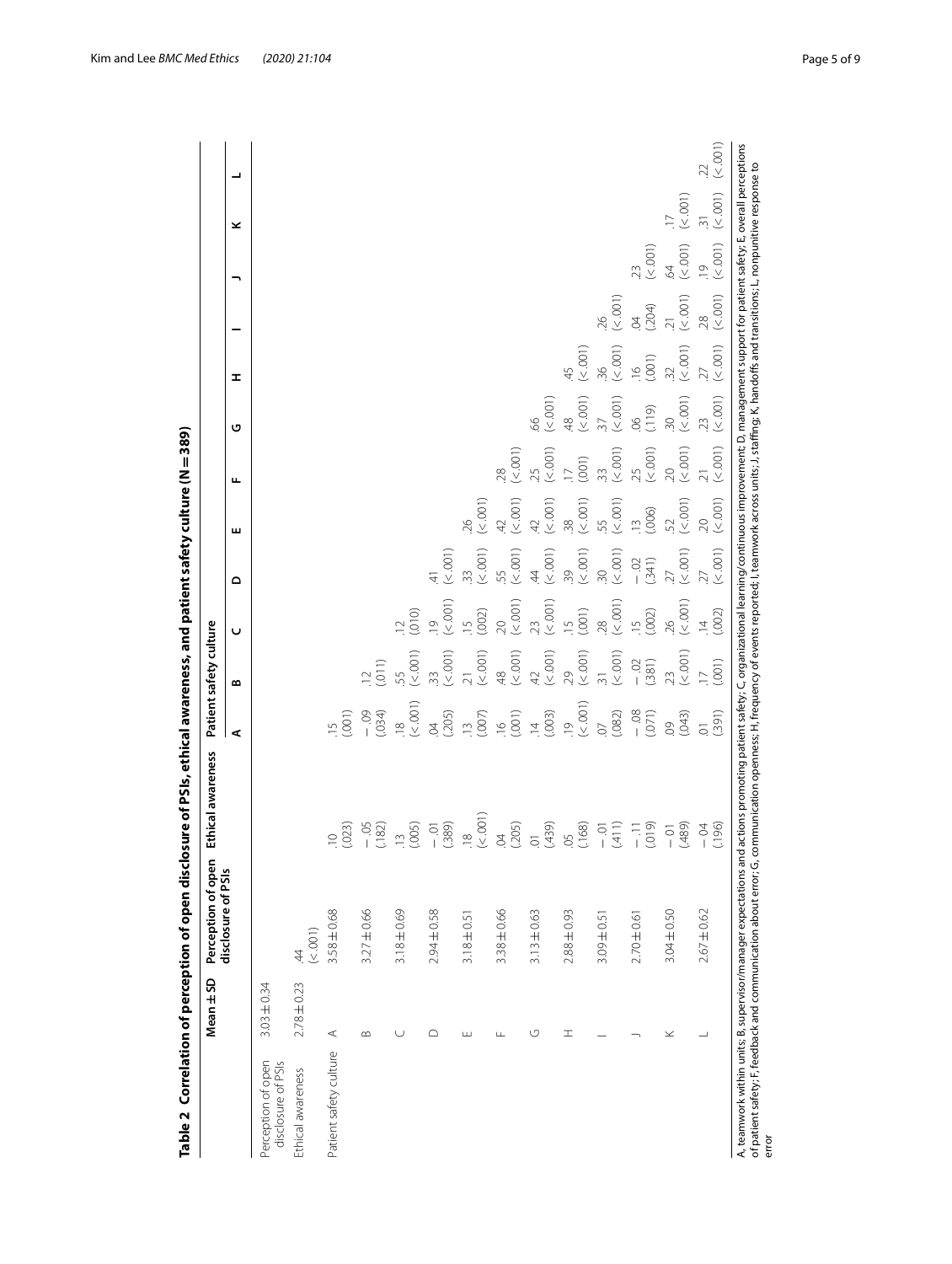**Table 2 Correlation of perception of open disclosure of PSIs, ethical awareness, and patient safety culture (N = 389)**

| | | Mean ± SD | Perception of open disclosure of PSIs | Ethical awareness | Patient safety culture | | | | | | | | | | | |
|---|---|---|---|---|---|---|---|---|---|---|---|---|---|---|---|---|
| | | | | | A | B | C | D | E | F | G | H | I | J | K | L |
| Perception of open disclosure of PSIs | | 3.03 ± 0.34 | | | | | | | | | | | | | | |
| Ethical awareness | | 2.78 ± 0.23 | .44 (<.001) | | | | | | | | | | | | | |
| Patient safety culture | A | 3.58 ± 0.68 | .10 (.023) | .15 (.001) | | | | | | | | | | | | |
| | B | 3.27 ± 0.66 | − .05 (.182) | − .09 (.034) | .12 (.011) | | | | | | | | | | | |
| | C | 3.18 ± 0.69 | .13 (.005) | .18 (<.001) | .55 (<.001) | .12 (.010) | | | | | | | | | | |
| | D | 2.94 ± 0.58 | − .01 (.389) | .04 (.205) | .33 (<.001) | .19 (<.001) | .41 (<.001) | | | | | | | | | |
| | E | 3.18 ± 0.51 | .18 (<.001) | .13 (.007) | .21 (<.001) | .15 (.002) | .33 (<.001) | .26 (<.001) | | | | | | | | |
| | F | 3.38 ± 0.66 | .04 (.205) | .16 (.001) | .48 (<.001) | .20 (<.001) | .55 (<.001) | .42 (<.001) | .28 (<.001) | | | | | | | |
| | G | 3.13 ± 0.63 | .01 (.439) | .14 (.003) | .42 (<.001) | .23 (<.001) | .44 (<.001) | .42 (<.001) | .25 (<.001) | .66 (<.001) | | | | | | |
| | H | 2.88 ± 0.93 | .05 (.168) | .19 (<.001) | .29 (<.001) | .15 (.001) | .39 (<.001) | .38 (<.001) | .17 (.001) | .48 (<.001) | .45 (<.001) | | | | | |
| | I | 3.09 ± 0.51 | − .01 (.411) | .07 (.082) | .31 (<.001) | .28 (<.001) | .30 (<.001) | .55 (<.001) | .33 (<.001) | .37 (<.001) | .36 (<.001) | .26 (<.001) | | | | |
| | J | 2.70 ± 0.61 | − .11 (.019) | − .08 (.071) | − .02 (.381) | .15 (.002) | − .02 (.341) | .13 (.006) | .25 (<.001) | .06 (.119) | .16 (.001) | .04 (.204) | .23 (<.001) | | | |
| | K | 3.04 ± 0.50 | − .01 (.489) | .09 (.043) | .23 (<.001) | .26 (<.001) | .27 (<.001) | .52 (<.001) | .20 (<.001) | .30 (<.001) | .32 (<.001) | .21 (<.001) | .64 (<.001) | .17 (<.001) | | |
| | L | 2.67 ± 0.62 | − .04 (.196) | .01 (.391) | .17 (.001) | .14 (.002) | .27 (<.001) | .20 (<.001) | .21 (<.001) | .23 (<.001) | .27 (<.001) | .28 (<.001) | .19 (<.001) | .31 (<.001) | .22 (<.001) | |

A, teamwork within units; B, supervisor/manager expectations and actions promoting patient safety; C, organizational learning/continuous improvement; D, management support for patient safety; E, overall perceptions of patient safety; F, feedback and communication about error; G, communication openness; H, frequency of events reported; I, teamwork across units; J, staffing; K, handoffs and transitions; L, nonpunitive response to error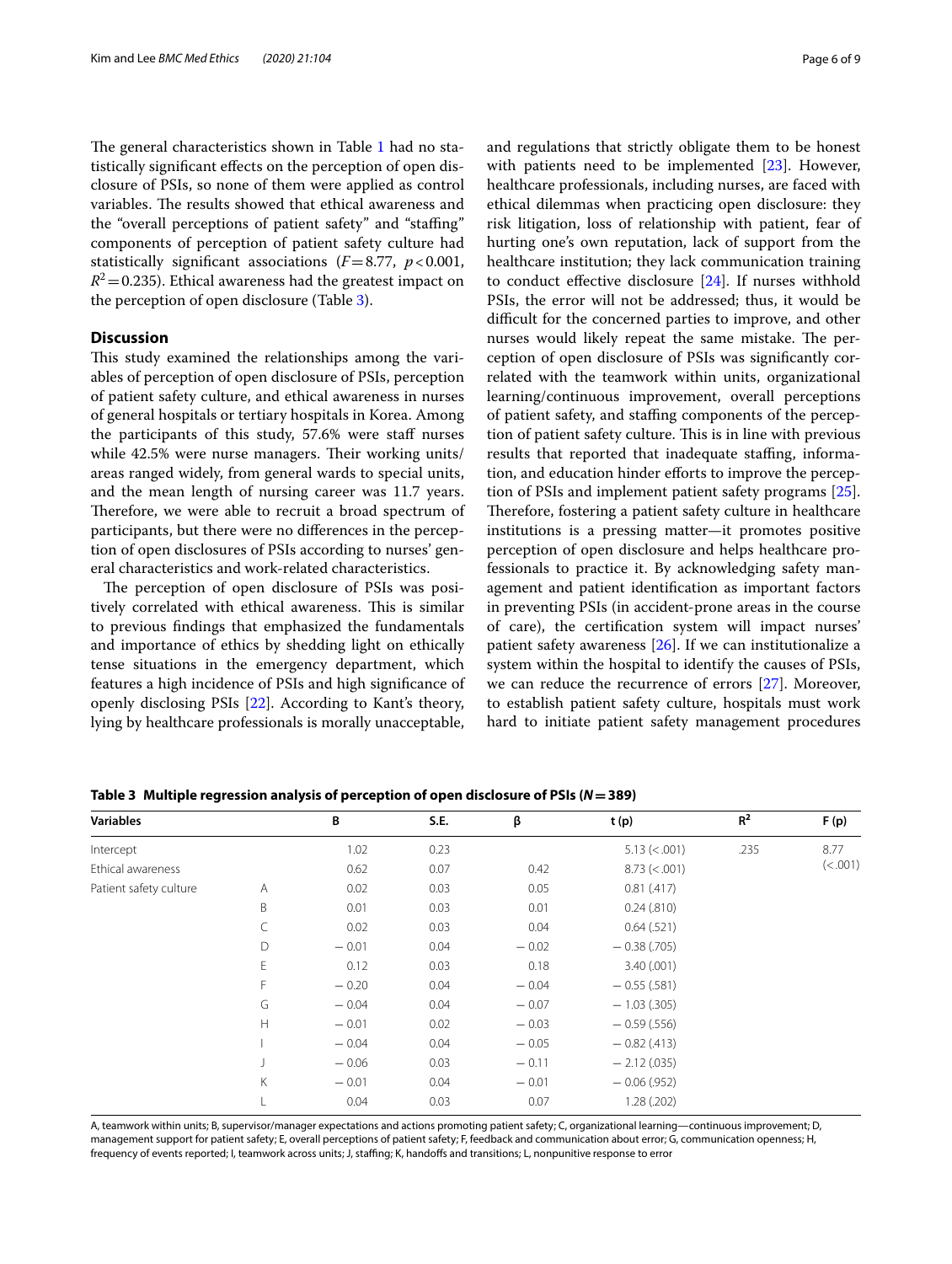The general characteristics shown in Table 1 had no statistically significant effects on the perception of open disclosure of PSIs, so none of them were applied as control variables. The results showed that ethical awareness and the "overall perceptions of patient safety" and "staffing" components of perception of patient safety culture had statistically significant associations ($F = 8.77$, $p < 0.001$, $R^2 = 0.235$). Ethical awareness had the greatest impact on the perception of open disclosure (Table 3).

## Discussion

This study examined the relationships among the variables of perception of open disclosure of PSIs, perception of patient safety culture, and ethical awareness in nurses of general hospitals or tertiary hospitals in Korea. Among the participants of this study, 57.6% were staff nurses while 42.5% were nurse managers. Their working units/areas ranged widely, from general wards to special units, and the mean length of nursing career was 11.7 years. Therefore, we were able to recruit a broad spectrum of participants, but there were no differences in the perception of open disclosures of PSIs according to nurses' general characteristics and work-related characteristics.

The perception of open disclosure of PSIs was positively correlated with ethical awareness. This is similar to previous findings that emphasized the fundamentals and importance of ethics by shedding light on ethically tense situations in the emergency department, which features a high incidence of PSIs and high significance of openly disclosing PSIs [22]. According to Kant's theory, lying by healthcare professionals is morally unacceptable, and regulations that strictly obligate them to be honest with patients need to be implemented [23]. However, healthcare professionals, including nurses, are faced with ethical dilemmas when practicing open disclosure: they risk litigation, loss of relationship with patient, fear of hurting one's own reputation, lack of support from the healthcare institution; they lack communication training to conduct effective disclosure [24]. If nurses withhold PSIs, the error will not be addressed; thus, it would be difficult for the concerned parties to improve, and other nurses would likely repeat the same mistake. The perception of open disclosure of PSIs was significantly correlated with the teamwork within units, organizational learning/continuous improvement, overall perceptions of patient safety, and staffing components of the perception of patient safety culture. This is in line with previous results that reported that inadequate staffing, information, and education hinder efforts to improve the perception of PSIs and implement patient safety programs [25]. Therefore, fostering a patient safety culture in healthcare institutions is a pressing matter—it promotes positive perception of open disclosure and helps healthcare professionals to practice it. By acknowledging safety management and patient identification as important factors in preventing PSIs (in accident-prone areas in the course of care), the certification system will impact nurses' patient safety awareness [26]. If we can institutionalize a system within the hospital to identify the causes of PSIs, we can reduce the recurrence of errors [27]. Moreover, to establish patient safety culture, hospitals must work hard to initiate patient safety management procedures

**Table 3 Multiple regression analysis of perception of open disclosure of PSIs (*N* = 389)**

| Variables | | B | S.E. | β | t (p) | $R^2$ | F (p) |
|---|---|---|---|---|---|---|---|
| Intercept | | 1.02 | 0.23 | | 5.13 (<.001) | .235 | 8.77 (<.001) |
| Ethical awareness | | 0.62 | 0.07 | 0.42 | 8.73 (<.001) | | |
| Patient safety culture | A | 0.02 | 0.03 | 0.05 | 0.81 (.417) | | |
| | B | 0.01 | 0.03 | 0.01 | 0.24 (.810) | | |
| | C | 0.02 | 0.03 | 0.04 | 0.64 (.521) | | |
| | D | −0.01 | 0.04 | −0.02 | −0.38 (.705) | | |
| | E | 0.12 | 0.03 | 0.18 | 3.40 (.001) | | |
| | F | −0.20 | 0.04 | −0.04 | −0.55 (.581) | | |
| | G | −0.04 | 0.04 | −0.07 | −1.03 (.305) | | |
| | H | −0.01 | 0.02 | −0.03 | −0.59 (.556) | | |
| | I | −0.04 | 0.04 | −0.05 | −0.82 (.413) | | |
| | J | −0.06 | 0.03 | −0.11 | −2.12 (.035) | | |
| | K | −0.01 | 0.04 | −0.01 | −0.06 (.952) | | |
| | L | 0.04 | 0.03 | 0.07 | 1.28 (.202) | | |

A, teamwork within units; B, supervisor/manager expectations and actions promoting patient safety; C, organizational learning—continuous improvement; D, management support for patient safety; E, overall perceptions of patient safety; F, feedback and communication about error; G, communication openness; H, frequency of events reported; I, teamwork across units; J, staffing; K, handoffs and transitions; L, nonpunitive response to error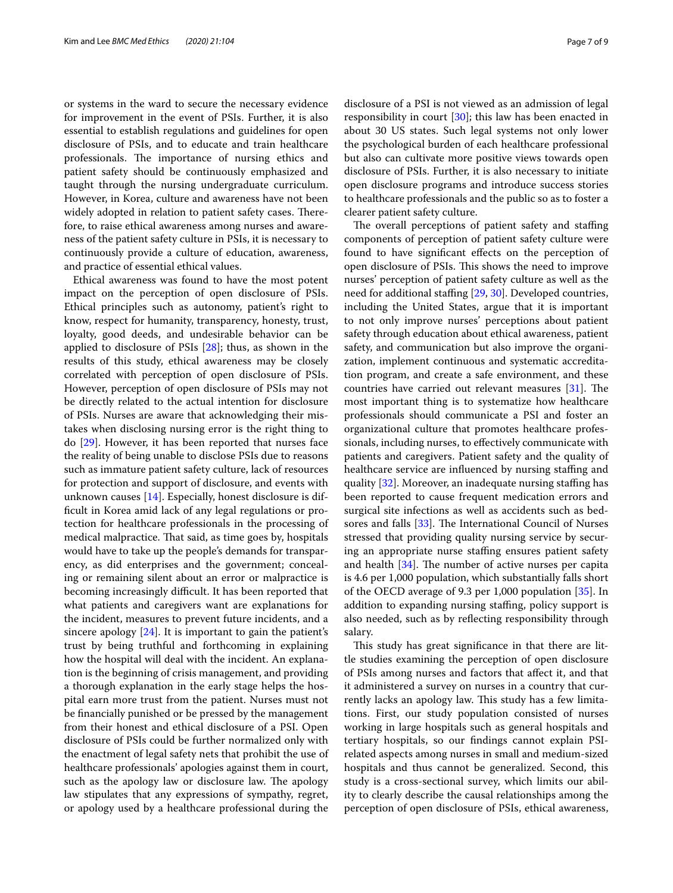or systems in the ward to secure the necessary evidence for improvement in the event of PSIs. Further, it is also essential to establish regulations and guidelines for open disclosure of PSIs, and to educate and train healthcare professionals. The importance of nursing ethics and patient safety should be continuously emphasized and taught through the nursing undergraduate curriculum. However, in Korea, culture and awareness have not been widely adopted in relation to patient safety cases. Therefore, to raise ethical awareness among nurses and awareness of the patient safety culture in PSIs, it is necessary to continuously provide a culture of education, awareness, and practice of essential ethical values.

Ethical awareness was found to have the most potent impact on the perception of open disclosure of PSIs. Ethical principles such as autonomy, patient's right to know, respect for humanity, transparency, honesty, trust, loyalty, good deeds, and undesirable behavior can be applied to disclosure of PSIs [28]; thus, as shown in the results of this study, ethical awareness may be closely correlated with perception of open disclosure of PSIs. However, perception of open disclosure of PSIs may not be directly related to the actual intention for disclosure of PSIs. Nurses are aware that acknowledging their mistakes when disclosing nursing error is the right thing to do [29]. However, it has been reported that nurses face the reality of being unable to disclose PSIs due to reasons such as immature patient safety culture, lack of resources for protection and support of disclosure, and events with unknown causes [14]. Especially, honest disclosure is difficult in Korea amid lack of any legal regulations or protection for healthcare professionals in the processing of medical malpractice. That said, as time goes by, hospitals would have to take up the people's demands for transparency, as did enterprises and the government; concealing or remaining silent about an error or malpractice is becoming increasingly difficult. It has been reported that what patients and caregivers want are explanations for the incident, measures to prevent future incidents, and a sincere apology [24]. It is important to gain the patient's trust by being truthful and forthcoming in explaining how the hospital will deal with the incident. An explanation is the beginning of crisis management, and providing a thorough explanation in the early stage helps the hospital earn more trust from the patient. Nurses must not be financially punished or be pressed by the management from their honest and ethical disclosure of a PSI. Open disclosure of PSIs could be further normalized only with the enactment of legal safety nets that prohibit the use of healthcare professionals' apologies against them in court, such as the apology law or disclosure law. The apology law stipulates that any expressions of sympathy, regret, or apology used by a healthcare professional during the disclosure of a PSI is not viewed as an admission of legal responsibility in court [30]; this law has been enacted in about 30 US states. Such legal systems not only lower the psychological burden of each healthcare professional but also can cultivate more positive views towards open disclosure of PSIs. Further, it is also necessary to initiate open disclosure programs and introduce success stories to healthcare professionals and the public so as to foster a clearer patient safety culture.

The overall perceptions of patient safety and staffing components of perception of patient safety culture were found to have significant effects on the perception of open disclosure of PSIs. This shows the need to improve nurses' perception of patient safety culture as well as the need for additional staffing [29, 30]. Developed countries, including the United States, argue that it is important to not only improve nurses' perceptions about patient safety through education about ethical awareness, patient safety, and communication but also improve the organization, implement continuous and systematic accreditation program, and create a safe environment, and these countries have carried out relevant measures [31]. The most important thing is to systematize how healthcare professionals should communicate a PSI and foster an organizational culture that promotes healthcare professionals, including nurses, to effectively communicate with patients and caregivers. Patient safety and the quality of healthcare service are influenced by nursing staffing and quality [32]. Moreover, an inadequate nursing staffing has been reported to cause frequent medication errors and surgical site infections as well as accidents such as bedsores and falls [33]. The International Council of Nurses stressed that providing quality nursing service by securing an appropriate nurse staffing ensures patient safety and health [34]. The number of active nurses per capita is 4.6 per 1,000 population, which substantially falls short of the OECD average of 9.3 per 1,000 population [35]. In addition to expanding nursing staffing, policy support is also needed, such as by reflecting responsibility through salary.

This study has great significance in that there are little studies examining the perception of open disclosure of PSIs among nurses and factors that affect it, and that it administered a survey on nurses in a country that currently lacks an apology law. This study has a few limitations. First, our study population consisted of nurses working in large hospitals such as general hospitals and tertiary hospitals, so our findings cannot explain PSI-related aspects among nurses in small and medium-sized hospitals and thus cannot be generalized. Second, this study is a cross-sectional survey, which limits our ability to clearly describe the causal relationships among the perception of open disclosure of PSIs, ethical awareness,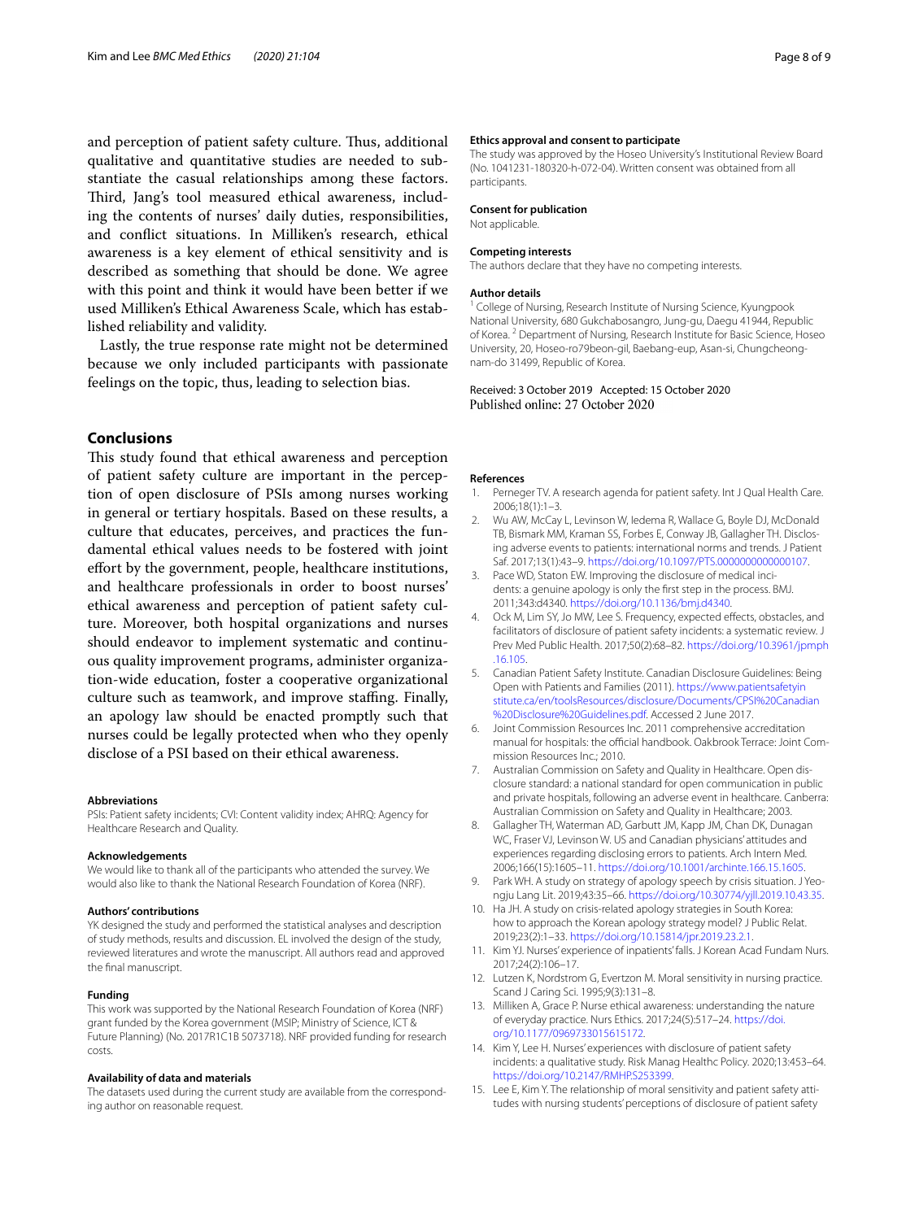and perception of patient safety culture. Thus, additional qualitative and quantitative studies are needed to substantiate the casual relationships among these factors. Third, Jang's tool measured ethical awareness, including the contents of nurses' daily duties, responsibilities, and conflict situations. In Milliken's research, ethical awareness is a key element of ethical sensitivity and is described as something that should be done. We agree with this point and think it would have been better if we used Milliken's Ethical Awareness Scale, which has established reliability and validity.

Lastly, the true response rate might not be determined because we only included participants with passionate feelings on the topic, thus, leading to selection bias.

## Conclusions

This study found that ethical awareness and perception of patient safety culture are important in the perception of open disclosure of PSIs among nurses working in general or tertiary hospitals. Based on these results, a culture that educates, perceives, and practices the fundamental ethical values needs to be fostered with joint effort by the government, people, healthcare institutions, and healthcare professionals in order to boost nurses' ethical awareness and perception of patient safety culture. Moreover, both hospital organizations and nurses should endeavor to implement systematic and continuous quality improvement programs, administer organization-wide education, foster a cooperative organizational culture such as teamwork, and improve staffing. Finally, an apology law should be enacted promptly such that nurses could be legally protected when who they openly disclose of a PSI based on their ethical awareness.

#### Abbreviations

PSIs: Patient safety incidents; CVI: Content validity index; AHRQ: Agency for Healthcare Research and Quality.

#### Acknowledgements

We would like to thank all of the participants who attended the survey. We would also like to thank the National Research Foundation of Korea (NRF).

#### Authors' contributions

YK designed the study and performed the statistical analyses and description of study methods, results and discussion. EL involved the design of the study, reviewed literatures and wrote the manuscript. All authors read and approved the final manuscript.

#### Funding

This work was supported by the National Research Foundation of Korea (NRF) grant funded by the Korea government (MSIP; Ministry of Science, ICT & Future Planning) (No. 2017R1C1B 5073718). NRF provided funding for research costs.

#### Availability of data and materials

The datasets used during the current study are available from the corresponding author on reasonable request.

#### Ethics approval and consent to participate

The study was approved by the Hoseo University's Institutional Review Board (No. 1041231-180320-h-072-04). Written consent was obtained from all participants.

#### Consent for publication

Not applicable.

#### Competing interests

The authors declare that they have no competing interests.

#### Author details

[1] College of Nursing, Research Institute of Nursing Science, Kyungpook National University, 680 Gukchabosangro, Jung-gu, Daegu 41944, Republic of Korea. [2] Department of Nursing, Research Institute for Basic Science, Hoseo University, 20, Hoseo-ro79beon-gil, Baebang-eup, Asan-si, Chungcheong-nam-do 31499, Republic of Korea.

Received: 3 October 2019 Accepted: 15 October 2020
Published online: 27 October 2020

#### References

1. Perneger TV. A research agenda for patient safety. Int J Qual Health Care. 2006;18(1):1–3.
2. Wu AW, McCay L, Levinson W, Iedema R, Wallace G, Boyle DJ, McDonald TB, Bismark MM, Kraman SS, Forbes E, Conway JB, Gallagher TH. Disclosing adverse events to patients: international norms and trends. J Patient Saf. 2017;13(1):43–9. https://doi.org/10.1097/PTS.0000000000000107.
3. Pace WD, Staton EW. Improving the disclosure of medical incidents: a genuine apology is only the first step in the process. BMJ. 2011;343:d4340. https://doi.org/10.1136/bmj.d4340.
4. Ock M, Lim SY, Jo MW, Lee S. Frequency, expected effects, obstacles, and facilitators of disclosure of patient safety incidents: a systematic review. J Prev Med Public Health. 2017;50(2):68–82. https://doi.org/10.3961/jpmph.16.105.
5. Canadian Patient Safety Institute. Canadian Disclosure Guidelines: Being Open with Patients and Families (2011). https://www.patientsafetyinstitute.ca/en/toolsResources/disclosure/Documents/CPSI%20Canadian%20Disclosure%20Guidelines.pdf. Accessed 2 June 2017.
6. Joint Commission Resources Inc. 2011 comprehensive accreditation manual for hospitals: the official handbook. Oakbrook Terrace: Joint Commission Resources Inc.; 2010.
7. Australian Commission on Safety and Quality in Healthcare. Open disclosure standard: a national standard for open communication in public and private hospitals, following an adverse event in healthcare. Canberra: Australian Commission on Safety and Quality in Healthcare; 2003.
8. Gallagher TH, Waterman AD, Garbutt JM, Kapp JM, Chan DK, Dunagan WC, Fraser VJ, Levinson W. US and Canadian physicians' attitudes and experiences regarding disclosing errors to patients. Arch Intern Med. 2006;166(15):1605–11. https://doi.org/10.1001/archinte.166.15.1605.
9. Park WH. A study on strategy of apology speech by crisis situation. J Yeongju Lang Lit. 2019;43:35–66. https://doi.org/10.30774/yjll.2019.10.43.35.
10. Ha JH. A study on crisis-related apology strategies in South Korea: how to approach the Korean apology strategy model? J Public Relat. 2019;23(2):1–33. https://doi.org/10.15814/jpr.2019.23.2.1.
11. Kim YJ. Nurses' experience of inpatients' falls. J Korean Acad Fundam Nurs. 2017;24(2):106–17.
12. Lutzen K, Nordstrom G, Evertzon M. Moral sensitivity in nursing practice. Scand J Caring Sci. 1995;9(3):131–8.
13. Milliken A, Grace P. Nurse ethical awareness: understanding the nature of everyday practice. Nurs Ethics. 2017;24(5):517–24. https://doi.org/10.1177/0969733015615172.
14. Kim Y, Lee H. Nurses' experiences with disclosure of patient safety incidents: a qualitative study. Risk Manag Healthc Policy. 2020;13:453–64. https://doi.org/10.2147/RMHP.S253399.
15. Lee E, Kim Y. The relationship of moral sensitivity and patient safety attitudes with nursing students' perceptions of disclosure of patient safety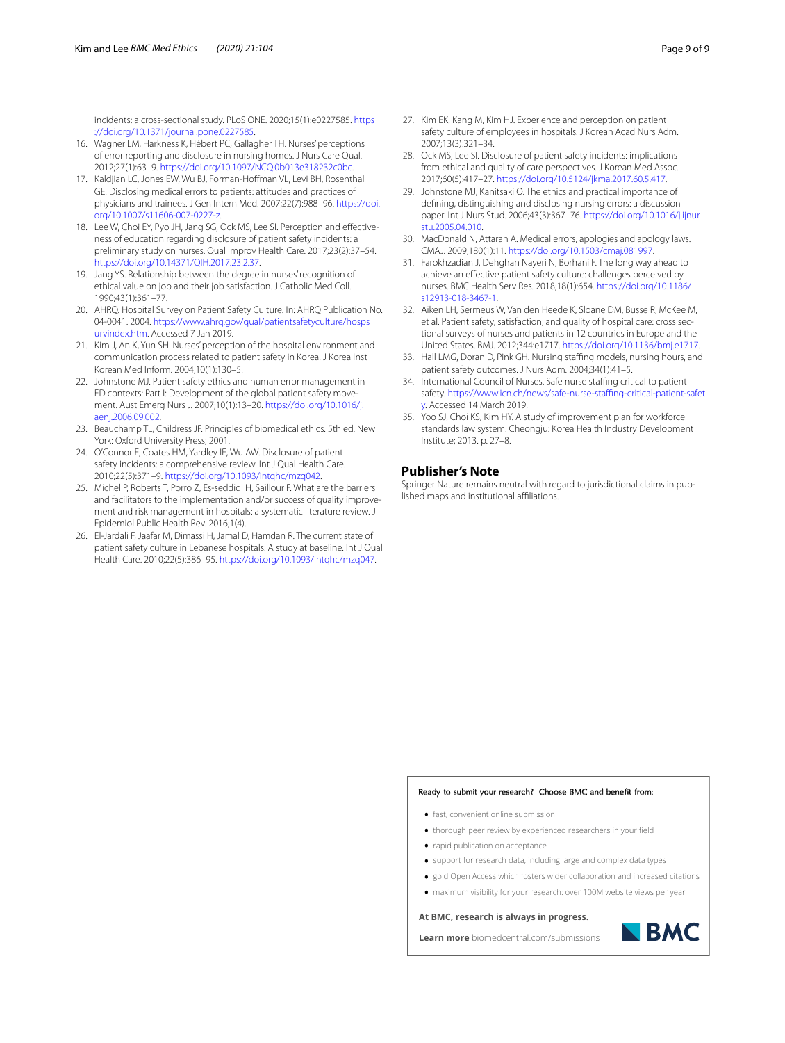incidents: a cross-sectional study. PLoS ONE. 2020;15(1):e0227585. https://doi.org/10.1371/journal.pone.0227585.

16. Wagner LM, Harkness K, Hébert PC, Gallagher TH. Nurses' perceptions of error reporting and disclosure in nursing homes. J Nurs Care Qual. 2012;27(1):63–9. https://doi.org/10.1097/NCQ.0b013e318232c0bc.
17. Kaldjian LC, Jones EW, Wu BJ, Forman-Hoffman VL, Levi BH, Rosenthal GE. Disclosing medical errors to patients: attitudes and practices of physicians and trainees. J Gen Intern Med. 2007;22(7):988–96. https://doi.org/10.1007/s11606-007-0227-z.
18. Lee W, Choi EY, Pyo JH, Jang SG, Ock MS, Lee SI. Perception and effectiveness of education regarding disclosure of patient safety incidents: a preliminary study on nurses. Qual Improv Health Care. 2017;23(2):37–54. https://doi.org/10.14371/QIH.2017.23.2.37.
19. Jang YS. Relationship between the degree in nurses' recognition of ethical value on job and their job satisfaction. J Catholic Med Coll. 1990;43(1):361–77.
20. AHRQ. Hospital Survey on Patient Safety Culture. In: AHRQ Publication No. 04-0041. 2004. https://www.ahrq.gov/qual/patientsafetyculture/hospsurvindex.htm. Accessed 7 Jan 2019.
21. Kim J, An K, Yun SH. Nurses' perception of the hospital environment and communication process related to patient safety in Korea. J Korea Inst Korean Med Inform. 2004;10(1):130–5.
22. Johnstone MJ. Patient safety ethics and human error management in ED contexts: Part I: Development of the global patient safety movement. Aust Emerg Nurs J. 2007;10(1):13–20. https://doi.org/10.1016/j.aenj.2006.09.002.
23. Beauchamp TL, Childress JF. Principles of biomedical ethics. 5th ed. New York: Oxford University Press; 2001.
24. O'Connor E, Coates HM, Yardley IE, Wu AW. Disclosure of patient safety incidents: a comprehensive review. Int J Qual Health Care. 2010;22(5):371–9. https://doi.org/10.1093/intqhc/mzq042.
25. Michel P, Roberts T, Porro Z, Es-seddiqi H, Saillour F. What are the barriers and facilitators to the implementation and/or success of quality improvement and risk management in hospitals: a systematic literature review. J Epidemiol Public Health Rev. 2016;1(4).
26. El-Jardali F, Jaafar M, Dimassi H, Jamal D, Hamdan R. The current state of patient safety culture in Lebanese hospitals: A study at baseline. Int J Qual Health Care. 2010;22(5):386–95. https://doi.org/10.1093/intqhc/mzq047.
27. Kim EK, Kang M, Kim HJ. Experience and perception on patient safety culture of employees in hospitals. J Korean Acad Nurs Adm. 2007;13(3):321–34.
28. Ock MS, Lee SI. Disclosure of patient safety incidents: implications from ethical and quality of care perspectives. J Korean Med Assoc. 2017;60(5):417–27. https://doi.org/10.5124/jkma.2017.60.5.417.
29. Johnstone MJ, Kanitsaki O. The ethics and practical importance of defining, distinguishing and disclosing nursing errors: a discussion paper. Int J Nurs Stud. 2006;43(3):367–76. https://doi.org/10.1016/j.ijnurstu.2005.04.010.
30. MacDonald N, Attaran A. Medical errors, apologies and apology laws. CMAJ. 2009;180(1):11. https://doi.org/10.1503/cmaj.081997.
31. Farokhzadian J, Dehghan Nayeri N, Borhani F. The long way ahead to achieve an effective patient safety culture: challenges perceived by nurses. BMC Health Serv Res. 2018;18(1):654. https://doi.org/10.1186/s12913-018-3467-1.
32. Aiken LH, Sermeus W, Van den Heede K, Sloane DM, Busse R, McKee M, et al. Patient safety, satisfaction, and quality of hospital care: cross sectional surveys of nurses and patients in 12 countries in Europe and the United States. BMJ. 2012;344:e1717. https://doi.org/10.1136/bmj.e1717.
33. Hall LMG, Doran D, Pink GH. Nursing staffing models, nursing hours, and patient safety outcomes. J Nurs Adm. 2004;34(1):41–5.
34. International Council of Nurses. Safe nurse staffing critical to patient safety. https://www.icn.ch/news/safe-nurse-staffing-critical-patient-safety. Accessed 14 March 2019.
35. Yoo SJ, Choi KS, Kim HY. A study of improvement plan for workforce standards law system. Cheongju: Korea Health Industry Development Institute; 2013. p. 27–8.

## Publisher's Note

Springer Nature remains neutral with regard to jurisdictional claims in published maps and institutional affiliations.

Ready to submit your research? Choose BMC and benefit from:

- fast, convenient online submission
- thorough peer review by experienced researchers in your field
- rapid publication on acceptance
- support for research data, including large and complex data types
- gold Open Access which fosters wider collaboration and increased citations
- maximum visibility for your research: over 100M website views per year

**At BMC, research is always in progress.**

**Learn more** biomedcentral.com/submissions

BMC